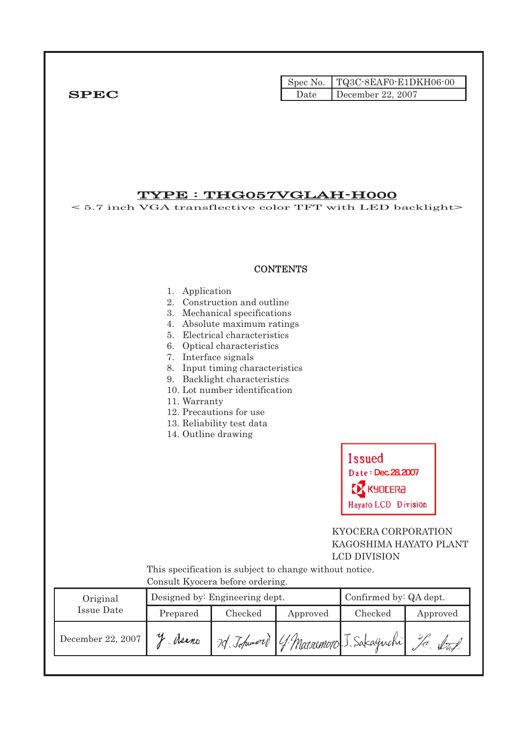**SPEC**

| Spec No. | TQ3C-8EAF0-E1DKH06-00 |
| --- | --- |
| Date | December 22, 2007 |

# TYPE : THG057VGLAH-H000

< 5.7 inch VGA transflective color TFT with LED backlight>

## CONTENTS

1. Application
2. Construction and outline
3. Mechanical specifications
4. Absolute maximum ratings
5. Electrical characteristics
6. Optical characteristics
7. Interface signals
8. Input timing characteristics
9. Backlight characteristics
10. Lot number identification
11. Warranty
12. Precautions for use
13. Reliability test data
14. Outline drawing

Issued
Date : Dec.28,2007
KYOCERA
Hayato LCD Division

KYOCERA CORPORATION
KAGOSHIMA HAYATO PLANT
LCD DIVISION

This specification is subject to change without notice.
Consult Kyocera before ordering.

| Original Issue Date | Designed by: Engineering dept. | | | Confirmed by: QA dept. | |
| --- | --- | --- | --- | --- | --- |
| | Prepared | Checked | Approved | Checked | Approved |
| December 22, 2007 | Y. Asano | N. Tokumori | Y. Matsumoto | J. Sakaguchi | (signature) |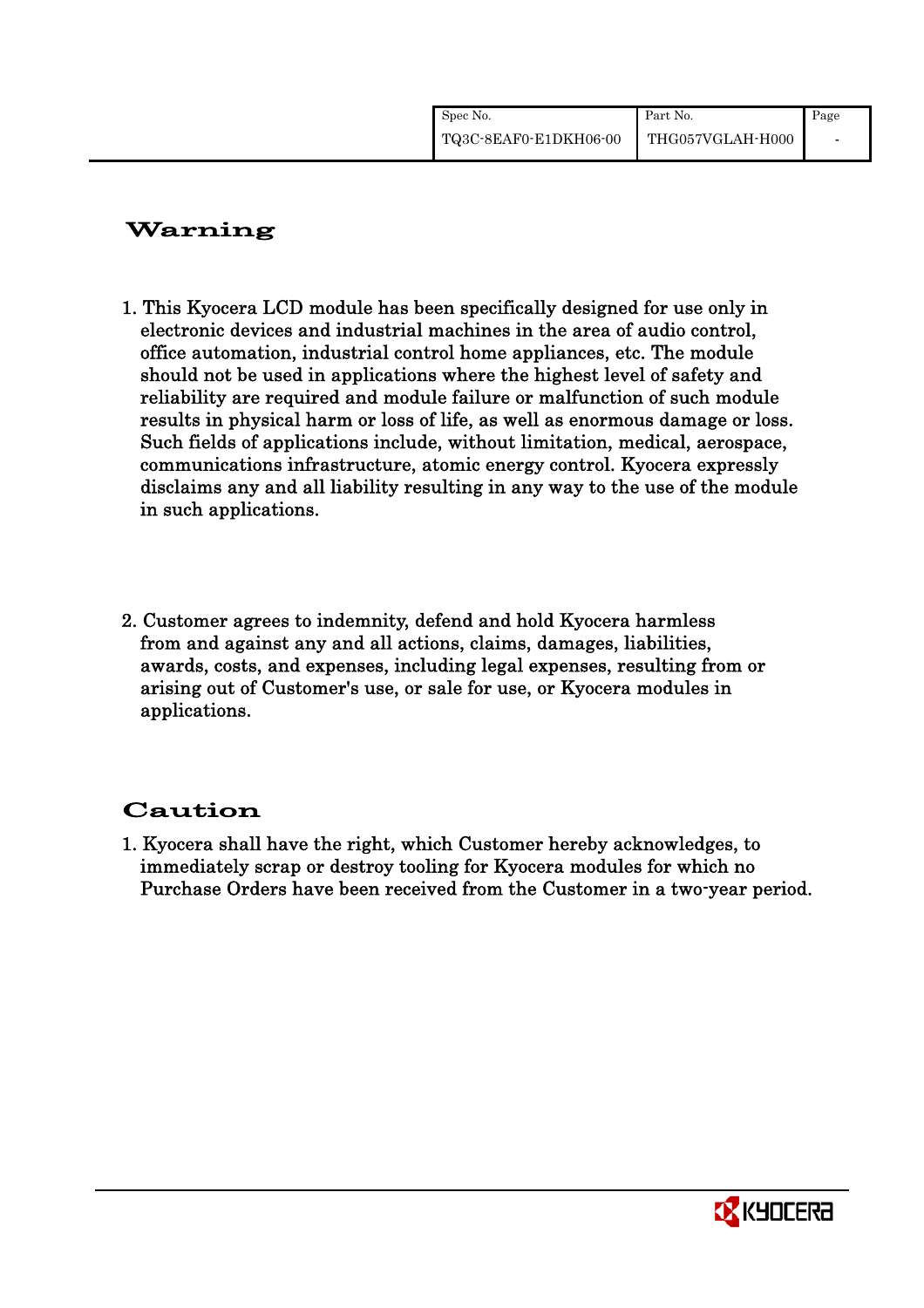## Warning

1. This Kyocera LCD module has been specifically designed for use only in electronic devices and industrial machines in the area of audio control, office automation, industrial control home appliances, etc. The module should not be used in applications where the highest level of safety and reliability are required and module failure or malfunction of such module results in physical harm or loss of life, as well as enormous damage or loss. Such fields of applications include, without limitation, medical, aerospace, communications infrastructure, atomic energy control. Kyocera expressly disclaims any and all liability resulting in any way to the use of the module in such applications.

2. Customer agrees to indemnity, defend and hold Kyocera harmless from and against any and all actions, claims, damages, liabilities, awards, costs, and expenses, including legal expenses, resulting from or arising out of Customer's use, or sale for use, or Kyocera modules in applications.

## Caution

1. Kyocera shall have the right, which Customer hereby acknowledges, to immediately scrap or destroy tooling for Kyocera modules for which no Purchase Orders have been received from the Customer in a two-year period.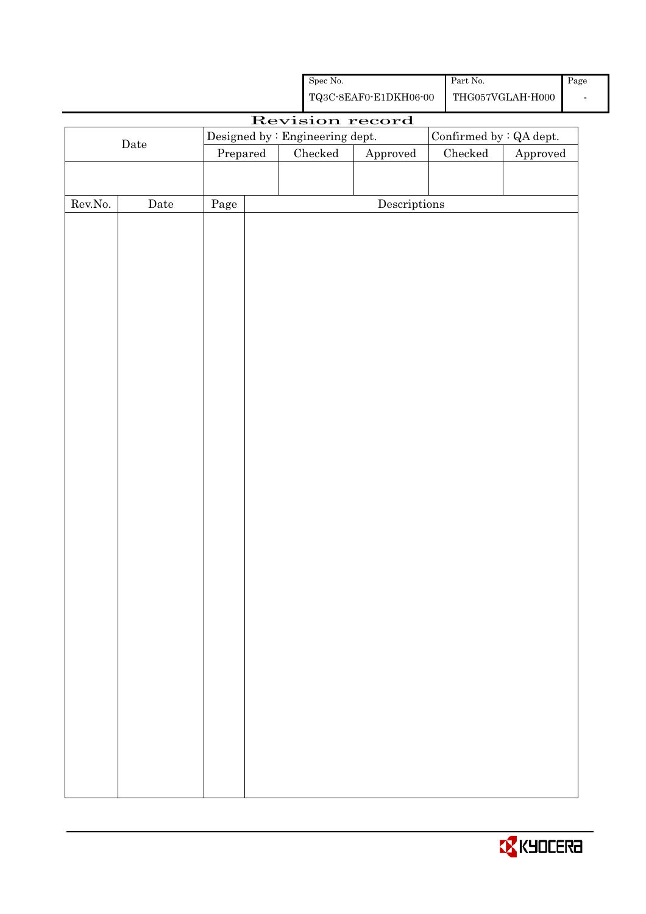| Spec No. | Part No. | Page |
|---|---|---|
| TQ3C-8EAF0-E1DKH06-00 | THG057VGLAH-H000 | - |

# Revision record

| Date | Designed by : Engineering dept. | | | Confirmed by : QA dept. | |
|---|---|---|---|---|---|
| | Prepared | Checked | Approved | Checked | Approved |
| | | | | | |

| Rev.No. | Date | Page | Descriptions |
|---|---|---|---|
| | | | |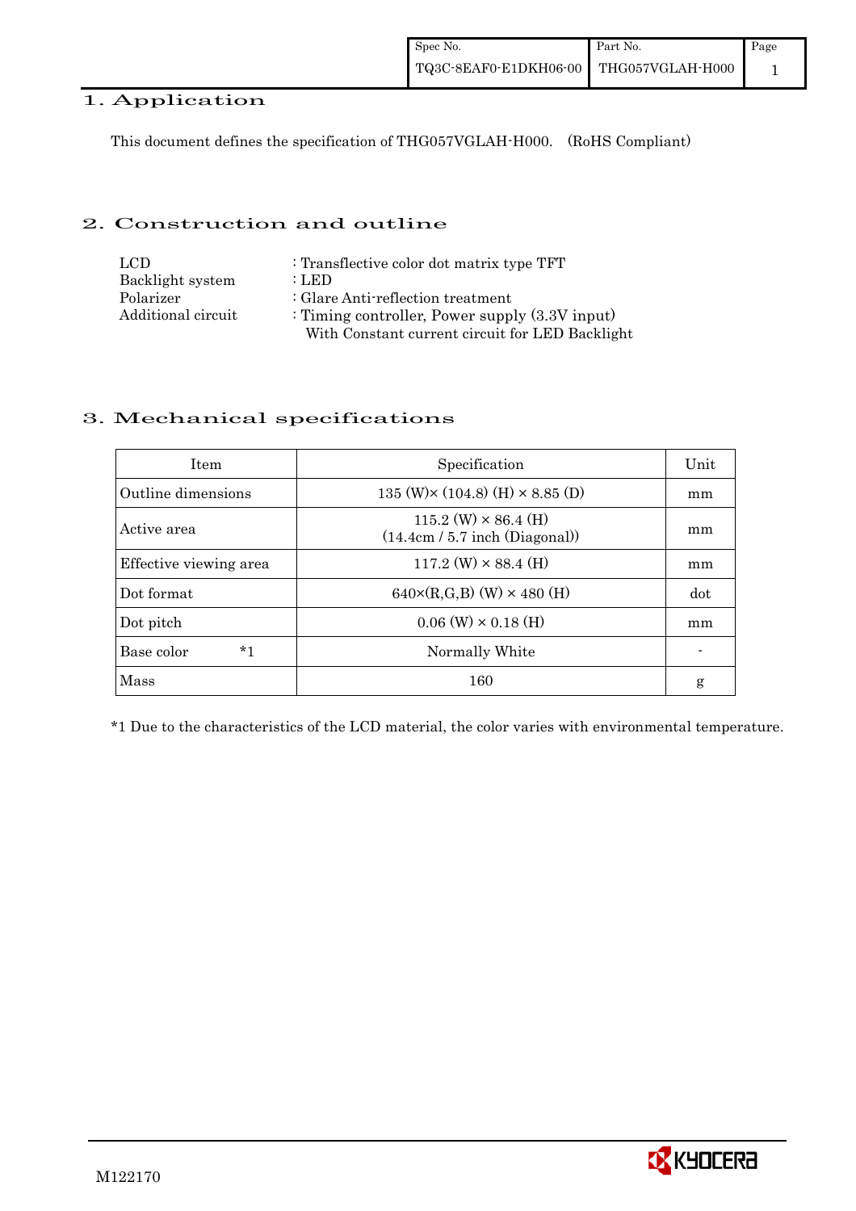## 1. Application

This document defines the specification of THG057VGLAH-H000. (RoHS Compliant)

## 2. Construction and outline

| | |
|---|---|
| LCD | : Transflective color dot matrix type TFT |
| Backlight system | : LED |
| Polarizer | : Glare Anti-reflection treatment |
| Additional circuit | : Timing controller, Power supply (3.3V input) With Constant current circuit for LED Backlight |

## 3. Mechanical specifications

| Item | Specification | Unit |
|---|---|---|
| Outline dimensions | 135 (W)× (104.8) (H) × 8.85 (D) | mm |
| Active area | 115.2 (W) × 86.4 (H) (14.4cm / 5.7 inch (Diagonal)) | mm |
| Effective viewing area | 117.2 (W) × 88.4 (H) | mm |
| Dot format | 640×(R,G,B) (W) × 480 (H) | dot |
| Dot pitch | 0.06 (W) × 0.18 (H) | mm |
| Base color *1 | Normally White | - |
| Mass | 160 | g |

*1 Due to the characteristics of the LCD material, the color varies with environmental temperature.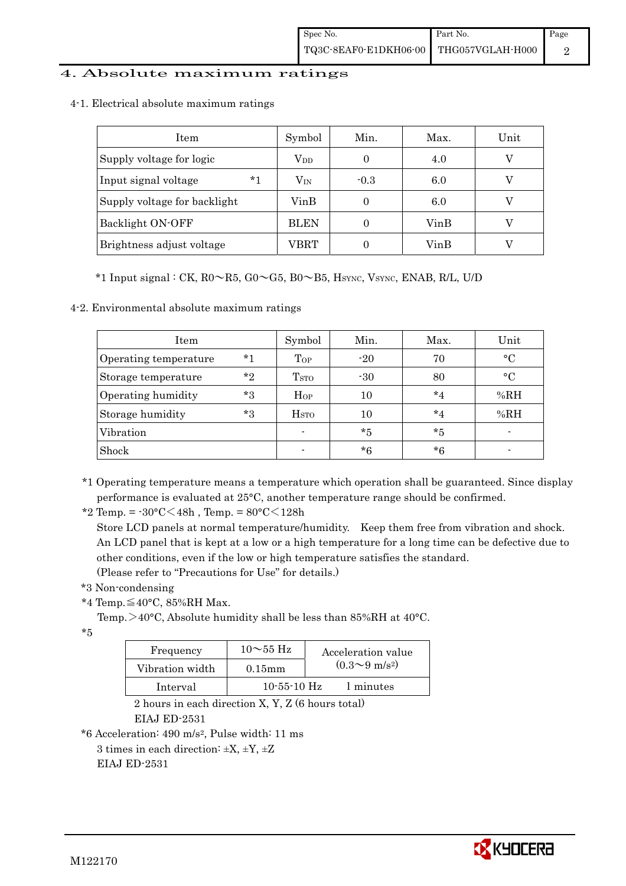## 4. Absolute maximum ratings

### 4-1. Electrical absolute maximum ratings

| Item | Symbol | Min. | Max. | Unit |
|---|---|---|---|---|
| Supply voltage for logic | $V_{DD}$ | 0 | 4.0 | V |
| Input signal voltage *1 | $V_{IN}$ | -0.3 | 6.0 | V |
| Supply voltage for backlight | VinB | 0 | 6.0 | V |
| Backlight ON-OFF | BLEN | 0 | VinB | V |
| Brightness adjust voltage | VBRT | 0 | VinB | V |

*1 Input signal : CK, R0～R5, G0～G5, B0～B5, $H_{SYNC}$, $V_{SYNC}$, ENAB, R/L, U/D

### 4-2. Environmental absolute maximum ratings

| Item | Symbol | Min. | Max. | Unit |
|---|---|---|---|---|
| Operating temperature *1 | $T_{OP}$ | -20 | 70 | °C |
| Storage temperature *2 | $T_{STO}$ | -30 | 80 | °C |
| Operating humidity *3 | $H_{OP}$ | 10 | *4 | %RH |
| Storage humidity *3 | $H_{STO}$ | 10 | *4 | %RH |
| Vibration | - | *5 | *5 | - |
| Shock | - | *6 | *6 | - |

*1 Operating temperature means a temperature which operation shall be guaranteed. Since display performance is evaluated at 25°C, another temperature range should be confirmed.

*2 Temp. = -30°C＜48h , Temp. = 80°C＜128h
Store LCD panels at normal temperature/humidity. Keep them free from vibration and shock.
An LCD panel that is kept at a low or a high temperature for a long time can be defective due to other conditions, even if the low or high temperature satisfies the standard.
(Please refer to "Precautions for Use" for details.)

*3 Non-condensing

*4 Temp.≦40°C, 85%RH Max.
Temp.＞40°C, Absolute humidity shall be less than 85%RH at 40°C.

*5

| Frequency | 10～55 Hz | Acceleration value $(0.3\sim9\ m/s^2)$ |
|---|---|---|
| Vibration width | 0.15mm | |
| Interval | 10-55-10 Hz | 1 minutes |

2 hours in each direction X, Y, Z (6 hours total)
EIAJ ED-2531

*6 Acceleration: 490 $m/s^2$, Pulse width: 11 ms
3 times in each direction: ±X, ±Y, ±Z
EIAJ ED-2531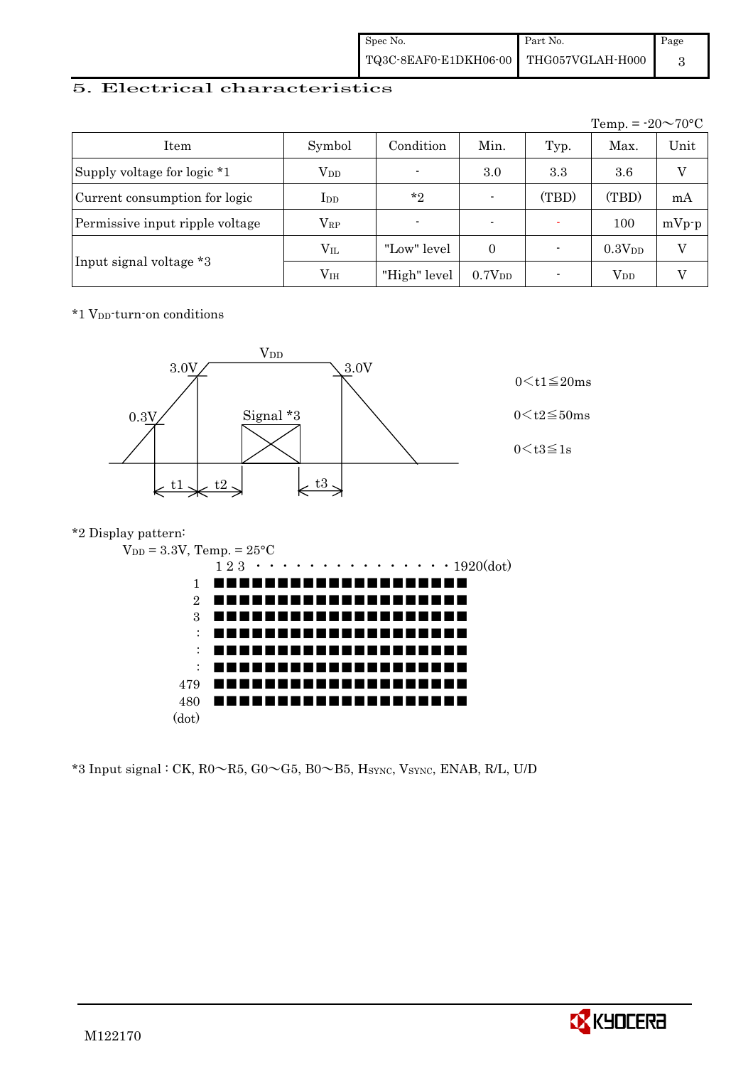## 5. Electrical characteristics

Temp. = -20～70°C

| Item | Symbol | Condition | Min. | Typ. | Max. | Unit |
|---|---|---|---|---|---|---|
| Supply voltage for logic *1 | $V_{DD}$ | - | 3.0 | 3.3 | 3.6 | V |
| Current consumption for logic | $I_{DD}$ | *2 | - | (TBD) | (TBD) | mA |
| Permissive input ripple voltage | $V_{RP}$ | - | - | - | 100 | mVp-p |
| Input signal voltage *3 | $V_{IL}$ | "Low" level | 0 | - | $0.3V_{DD}$ | V |
| | $V_{IH}$ | "High" level | $0.7V_{DD}$ | - | $V_{DD}$ | V |

*1 $V_{DD}$-turn-on conditions

$V_{DD}$

3.0V　　3.0V

0.3V　　Signal *3

t1　t2　t3

0＜t1≦20ms

0＜t2≦50ms

0＜t3≦1s

*2 Display pattern:

$V_{DD}$ = 3.3V, Temp. = 25°C

1 2 3 · · · · · · · · · · · · · · · 1920(dot)

1, 2, 3, :, :, :, 479, 480 (dot)

*3 Input signal : CK, R0～R5, G0～G5, B0～B5, $H_{SYNC}$, $V_{SYNC}$, ENAB, R/L, U/D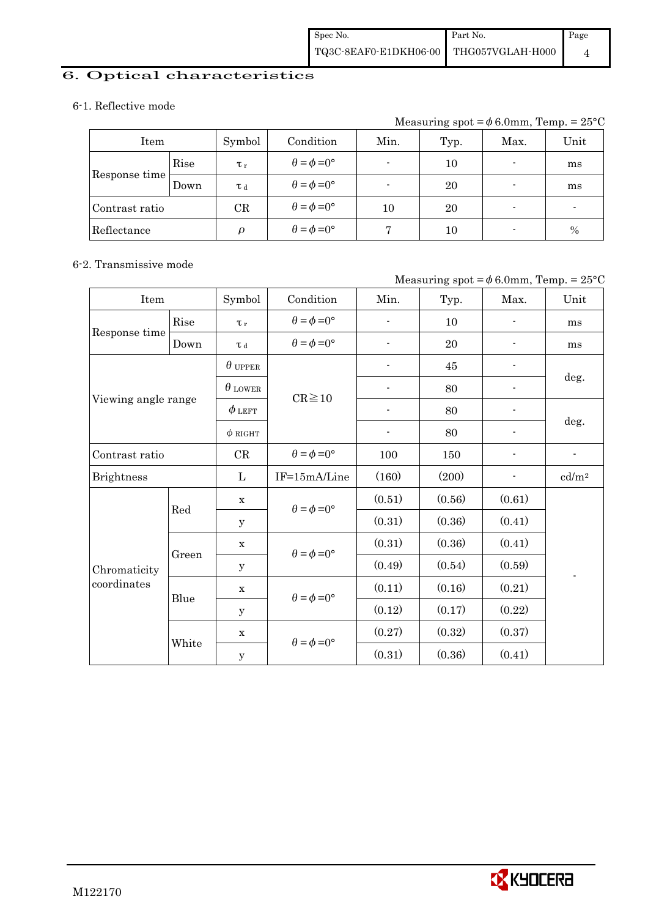# 6. Optical characteristics

## 6-1. Reflective mode

Measuring spot = $\phi$ 6.0mm, Temp. = 25°C

| Item | | Symbol | Condition | Min. | Typ. | Max. | Unit |
|---|---|---|---|---|---|---|---|
| Response time | Rise | $\tau_r$ | $\theta=\phi=0°$ | - | 10 | - | ms |
| | Down | $\tau_d$ | $\theta=\phi=0°$ | - | 20 | - | ms |
| Contrast ratio | | CR | $\theta=\phi=0°$ | 10 | 20 | - | - |
| Reflectance | | $\rho$ | $\theta=\phi=0°$ | 7 | 10 | - | % |

## 6-2. Transmissive mode

Measuring spot = $\phi$ 6.0mm, Temp. = 25°C

| Item | | Symbol | Condition | Min. | Typ. | Max. | Unit |
|---|---|---|---|---|---|---|---|
| Response time | Rise | $\tau_r$ | $\theta=\phi=0°$ | - | 10 | - | ms |
| | Down | $\tau_d$ | $\theta=\phi=0°$ | - | 20 | - | ms |
| Viewing angle range | | $\theta_{UPPER}$ | CR≧10 | - | 45 | - | deg. |
| | | $\theta_{LOWER}$ | | - | 80 | - | |
| | | $\phi_{LEFT}$ | | - | 80 | - | deg. |
| | | $\phi_{RIGHT}$ | | - | 80 | - | |
| Contrast ratio | | CR | $\theta=\phi=0°$ | 100 | 150 | - | - |
| Brightness | | L | IF=15mA/Line | (160) | (200) | - | cd/m² |
| Chromaticity coordinates | Red | x | $\theta=\phi=0°$ | (0.51) | (0.56) | (0.61) | - |
| | | y | | (0.31) | (0.36) | (0.41) | |
| | Green | x | $\theta=\phi=0°$ | (0.31) | (0.36) | (0.41) | |
| | | y | | (0.49) | (0.54) | (0.59) | |
| | Blue | x | $\theta=\phi=0°$ | (0.11) | (0.16) | (0.21) | |
| | | y | | (0.12) | (0.17) | (0.22) | |
| | White | x | $\theta=\phi=0°$ | (0.27) | (0.32) | (0.37) | |
| | | y | | (0.31) | (0.36) | (0.41) | |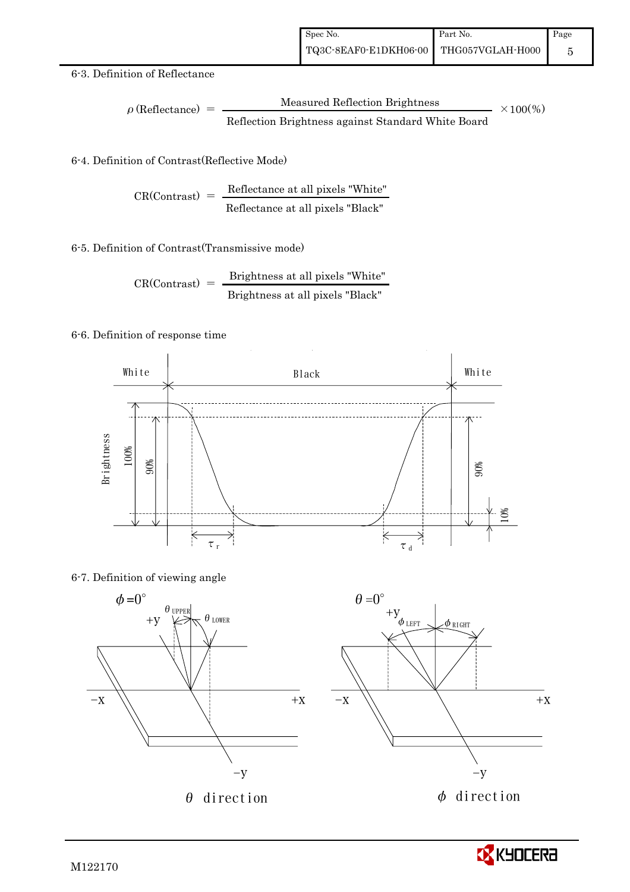6-3. Definition of Reflectance

$$\rho\,(\text{Reflectance}) = \frac{\text{Measured Reflection Brightness}}{\text{Reflection Brightness against Standard White Board}} \times 100(\%)$$

6-4. Definition of Contrast(Reflective Mode)

$$\text{CR(Contrast)} = \frac{\text{Reflectance at all pixels "White"}}{\text{Reflectance at all pixels "Black"}}$$

6-5. Definition of Contrast(Transmissive mode)

$$\text{CR(Contrast)} = \frac{\text{Brightness at all pixels "White"}}{\text{Brightness at all pixels "Black"}}$$

6-6. Definition of response time

6-7. Definition of viewing angle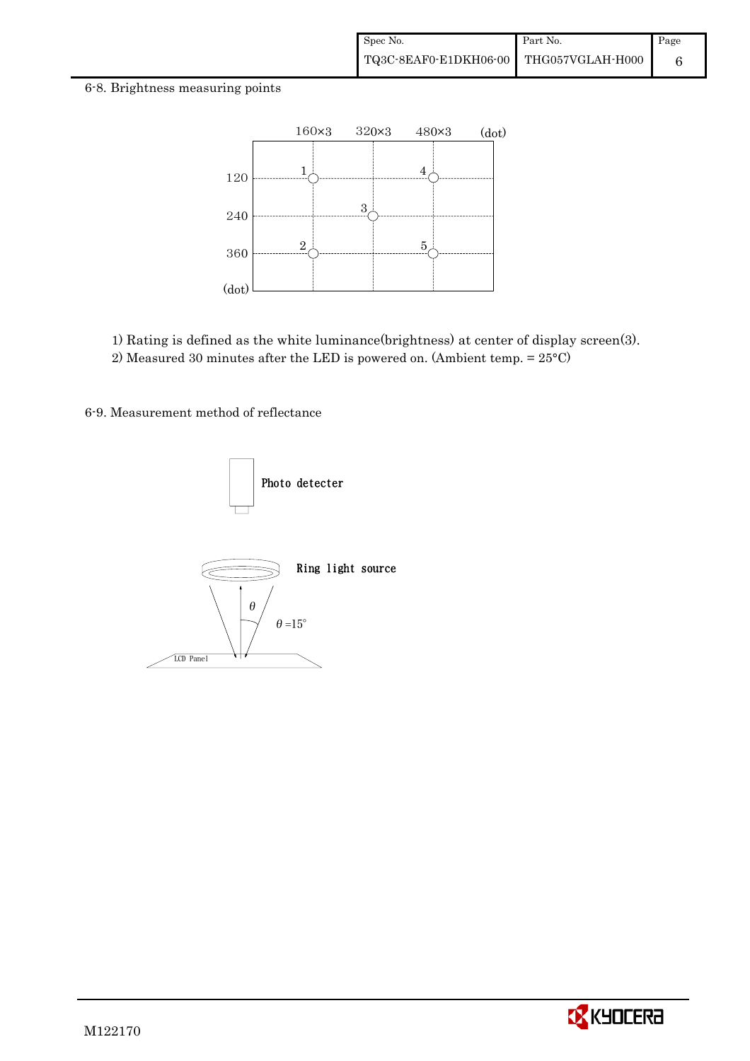6-8. Brightness measuring points

160×3　320×3　480×3 (dot)

120, 240, 360 (dot)

1) Rating is defined as the white luminance(brightness) at center of display screen(3).
2) Measured 30 minutes after the LED is powered on. (Ambient temp. = 25°C)

6-9. Measurement method of reflectance

Photo detecter

Ring light source

$\theta$　$\theta$ =15°

LCD Panel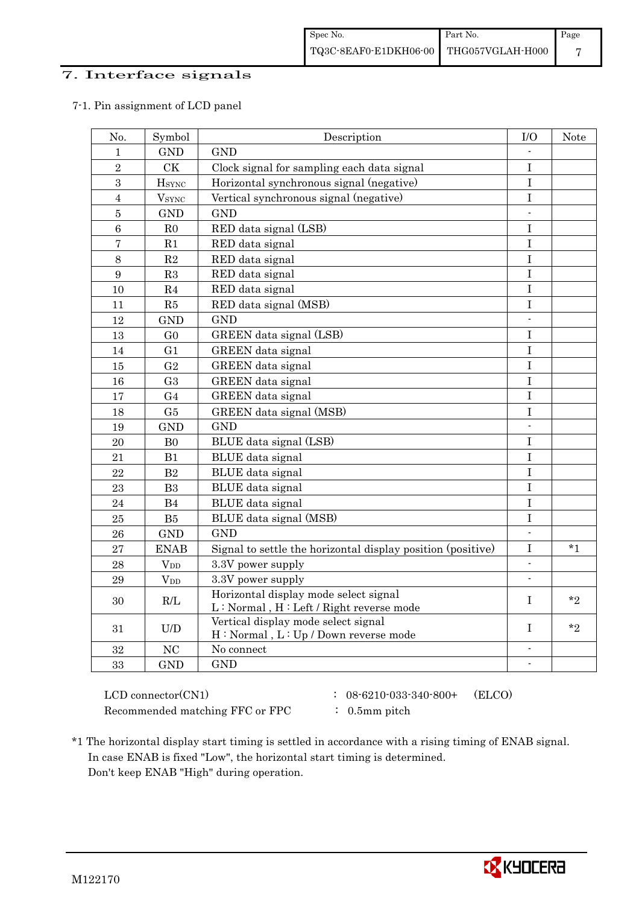# 7. Interface signals

## 7-1. Pin assignment of LCD panel

| No. | Symbol | Description | I/O | Note |
|---|---|---|---|---|
| 1 | GND | GND | - | |
| 2 | CK | Clock signal for sampling each data signal | I | |
| 3 | $H_{SYNC}$ | Horizontal synchronous signal (negative) | I | |
| 4 | $V_{SYNC}$ | Vertical synchronous signal (negative) | I | |
| 5 | GND | GND | - | |
| 6 | R0 | RED data signal (LSB) | I | |
| 7 | R1 | RED data signal | I | |
| 8 | R2 | RED data signal | I | |
| 9 | R3 | RED data signal | I | |
| 10 | R4 | RED data signal | I | |
| 11 | R5 | RED data signal (MSB) | I | |
| 12 | GND | GND | - | |
| 13 | G0 | GREEN data signal (LSB) | I | |
| 14 | G1 | GREEN data signal | I | |
| 15 | G2 | GREEN data signal | I | |
| 16 | G3 | GREEN data signal | I | |
| 17 | G4 | GREEN data signal | I | |
| 18 | G5 | GREEN data signal (MSB) | I | |
| 19 | GND | GND | - | |
| 20 | B0 | BLUE data signal (LSB) | I | |
| 21 | B1 | BLUE data signal | I | |
| 22 | B2 | BLUE data signal | I | |
| 23 | B3 | BLUE data signal | I | |
| 24 | B4 | BLUE data signal | I | |
| 25 | B5 | BLUE data signal (MSB) | I | |
| 26 | GND | GND | - | |
| 27 | ENAB | Signal to settle the horizontal display position (positive) | I | *1 |
| 28 | $V_{DD}$ | 3.3V power supply | - | |
| 29 | $V_{DD}$ | 3.3V power supply | - | |
| 30 | R/L | Horizontal display mode select signal<br>L : Normal , H : Left / Right reverse mode | I | *2 |
| 31 | U/D | Vertical display mode select signal<br>H : Normal , L : Up / Down reverse mode | I | *2 |
| 32 | NC | No connect | - | |
| 33 | GND | GND | - | |

LCD connector(CN1) : 08-6210-033-340-800+ (ELCO)

Recommended matching FFC or FPC : 0.5mm pitch

*1 The horizontal display start timing is settled in accordance with a rising timing of ENAB signal.
In case ENAB is fixed "Low", the horizontal start timing is determined.
Don't keep ENAB "High" during operation.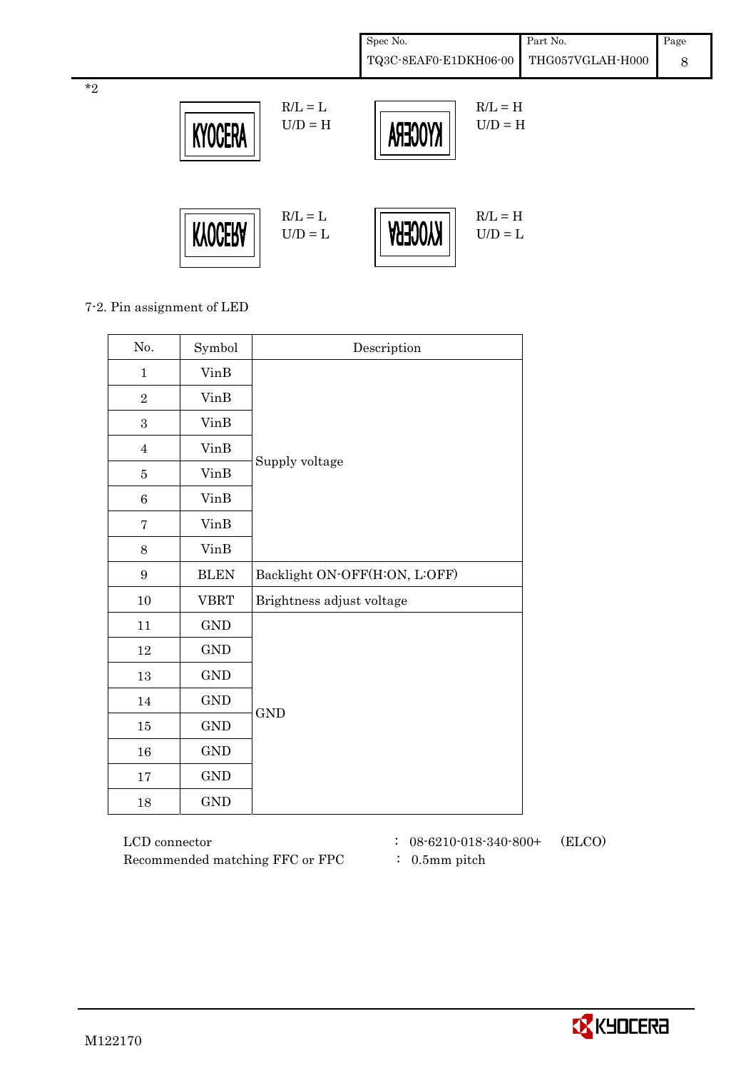*2

KYOCERA — R/L = L, U/D = H

KYOCERA (mirrored) — R/L = H, U/D = H

KYOCERA (flipped) — R/L = L, U/D = L

KYOCERA (rotated) — R/L = H, U/D = L

7-2. Pin assignment of LED

| No. | Symbol | Description |
|---|---|---|
| 1 | VinB | Supply voltage |
| 2 | VinB | |
| 3 | VinB | |
| 4 | VinB | |
| 5 | VinB | |
| 6 | VinB | |
| 7 | VinB | |
| 8 | VinB | |
| 9 | BLEN | Backlight ON-OFF(H:ON, L:OFF) |
| 10 | VBRT | Brightness adjust voltage |
| 11 | GND | GND |
| 12 | GND | |
| 13 | GND | |
| 14 | GND | |
| 15 | GND | |
| 16 | GND | |
| 17 | GND | |
| 18 | GND | |

LCD connector : 08-6210-018-340-800+ (ELCO)

Recommended matching FFC or FPC : 0.5mm pitch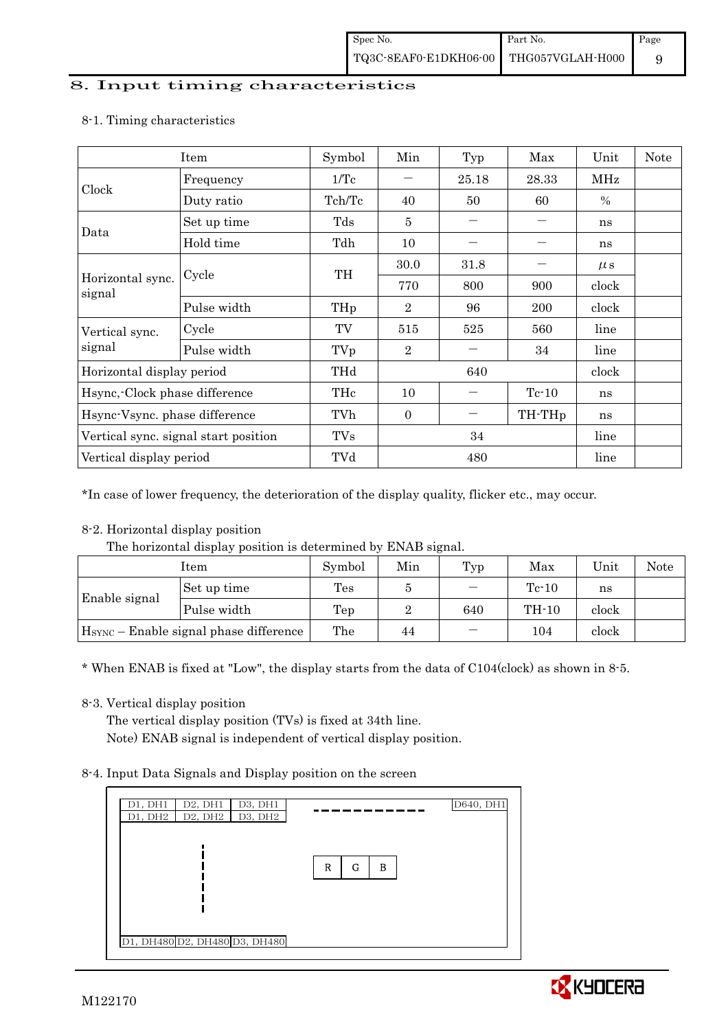# 8. Input timing characteristics

## 8-1. Timing characteristics

| Item | | Symbol | Min | Typ | Max | Unit | Note |
|---|---|---|---|---|---|---|---|
| Clock | Frequency | 1/Tc | − | 25.18 | 28.33 | MHz | |
| | Duty ratio | Tch/Tc | 40 | 50 | 60 | % | |
| Data | Set up time | Tds | 5 | − | − | ns | |
| | Hold time | Tdh | 10 | − | − | ns | |
| Horizontal sync. signal | Cycle | TH | 30.0 | 31.8 | − | μs | |
| | | | 770 | 800 | 900 | clock | |
| | Pulse width | THp | 2 | 96 | 200 | clock | |
| Vertical sync. signal | Cycle | TV | 515 | 525 | 560 | line | |
| | Pulse width | TVp | 2 | − | 34 | line | |
| Horizontal display period | | THd | | 640 | | clock | |
| Hsync,-Clock phase difference | | THc | 10 | − | Tc-10 | ns | |
| Hsync-Vsync. phase difference | | TVh | 0 | − | TH-THp | ns | |
| Vertical sync. signal start position | | TVs | | 34 | | line | |
| Vertical display period | | TVd | | 480 | | line | |

*In case of lower frequency, the deterioration of the display quality, flicker etc., may occur.

## 8-2. Horizontal display position

The horizontal display position is determined by ENAB signal.

| Item | | Symbol | Min | Typ | Max | Unit | Note |
|---|---|---|---|---|---|---|---|
| Enable signal | Set up time | Tes | 5 | − | Tc-10 | ns | |
| | Pulse width | Tep | 2 | 640 | TH-10 | clock | |
| $H_{SYNC}$ – Enable signal phase difference | | The | 44 | − | 104 | clock | |

* When ENAB is fixed at "Low", the display starts from the data of C104(clock) as shown in 8-5.

## 8-3. Vertical display position

The vertical display position (TVs) is fixed at 34th line.
Note) ENAB signal is independent of vertical display position.

## 8-4. Input Data Signals and Display position on the screen

| D1, DH1 | D2, DH1 | D3, DH1 | ------------ | D640, DH1 |
|---|---|---|---|---|
| D1, DH2 | D2, DH2 | D3, DH2 | | |
| | ⋮ | | R G B | |
| D1, DH480 | D2, DH480 | D3, DH480 | | |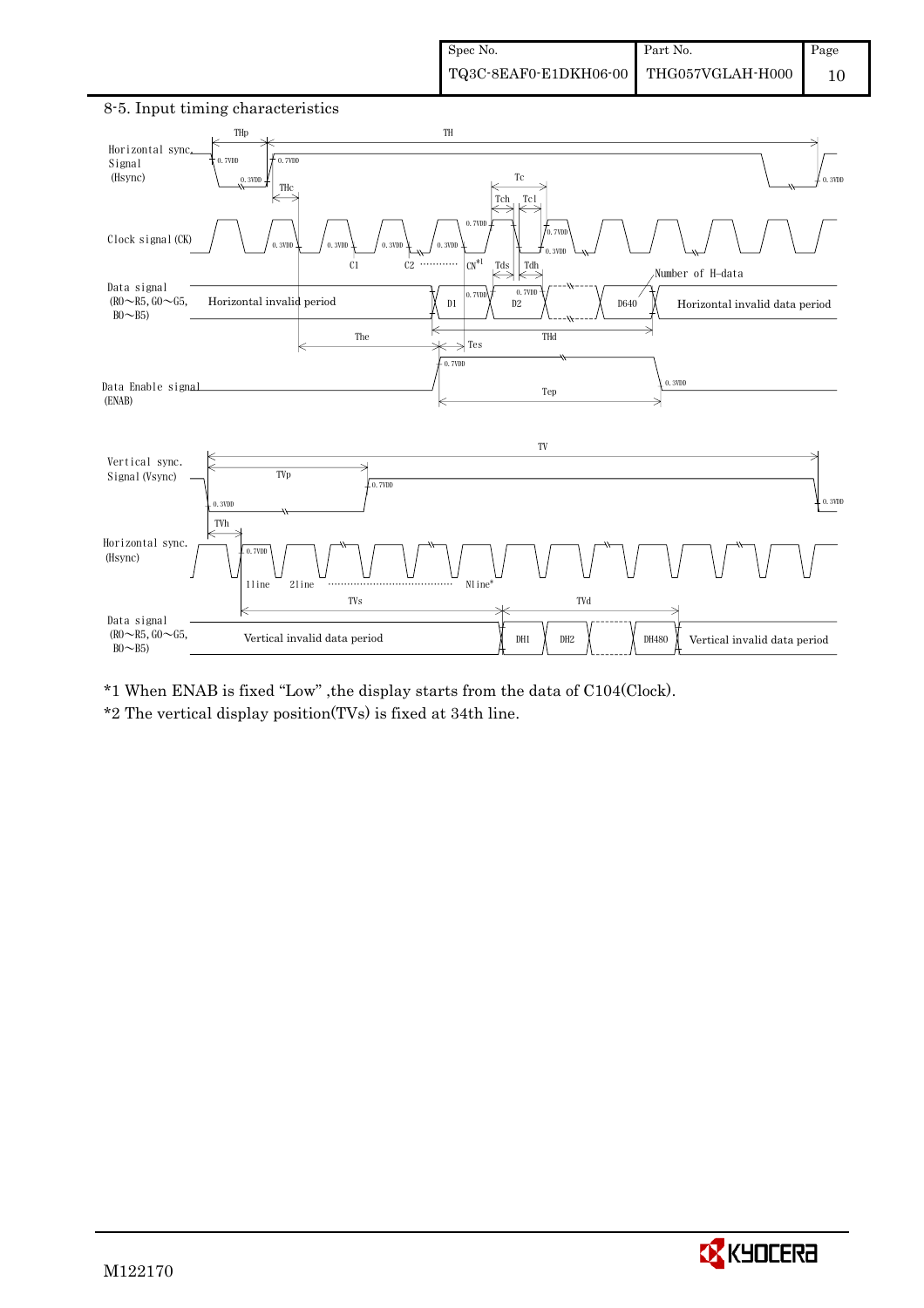## 8-5. Input timing characteristics

Horizontal sync. Signal (Hsync)

Clock signal (CK)

Data signal (R0~R5, G0~G5, B0~B5)

Data Enable signal (ENAB)

THp, TH, THc, Tc, Tch, Tcl, C1, C2, CN[*1], Tds, Tdh, Number of H-data, D1, D2, D640, Horizontal invalid period, Horizontal invalid data period, The, THd, Tes, Tep, 0.7VDD, 0.3VDD

Vertical sync. Signal (Vsync)

Horizontal sync. (Hsync)

Data signal (R0~R5, G0~G5, B0~B5)

TV, TVp, TVh, 1line, 2line, Nline*, TVs, TVd, DH1, DH2, DH480, Vertical invalid data period, 0.7VDD, 0.3VDD

*1 When ENAB is fixed "Low" ,the display starts from the data of C104(Clock).

*2 The vertical display position(TVs) is fixed at 34th line.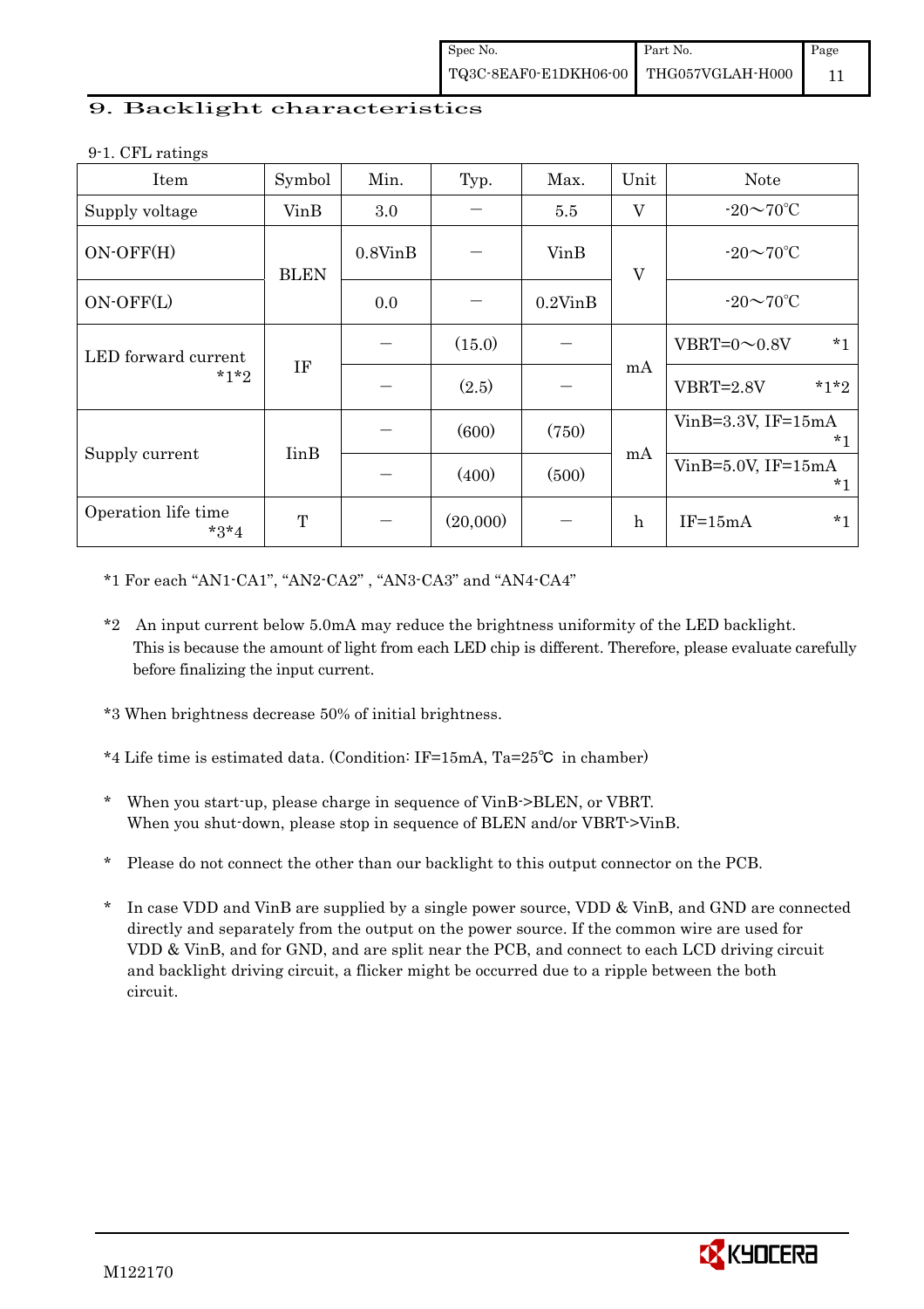## 9. Backlight characteristics

9-1. CFL ratings

| Item | Symbol | Min. | Typ. | Max. | Unit | Note |
|---|---|---|---|---|---|---|
| Supply voltage | VinB | 3.0 | — | 5.5 | V | -20～70℃ |
| ON-OFF(H) | BLEN | 0.8VinB | — | VinB | V | -20～70℃ |
| ON-OFF(L) | | 0.0 | — | 0.2VinB | | -20～70℃ |
| LED forward current *1*2 | IF | — | (15.0) | — | mA | VBRT=0～0.8V *1 |
| | | — | (2.5) | — | | VBRT=2.8V *1*2 |
| Supply current | IinB | — | (600) | (750) | mA | VinB=3.3V, IF=15mA *1 |
| | | — | (400) | (500) | | VinB=5.0V, IF=15mA *1 |
| Operation life time *3*4 | T | — | (20,000) | — | h | IF=15mA *1 |

*1 For each "AN1-CA1", "AN2-CA2" , "AN3-CA3" and "AN4-CA4"

*2 An input current below 5.0mA may reduce the brightness uniformity of the LED backlight. This is because the amount of light from each LED chip is different. Therefore, please evaluate carefully before finalizing the input current.

*3 When brightness decrease 50% of initial brightness.

*4 Life time is estimated data. (Condition: IF=15mA, Ta=25℃ in chamber)

* When you start-up, please charge in sequence of VinB->BLEN, or VBRT.
  When you shut-down, please stop in sequence of BLEN and/or VBRT->VinB.

* Please do not connect the other than our backlight to this output connector on the PCB.

* In case VDD and VinB are supplied by a single power source, VDD & VinB, and GND are connected directly and separately from the output on the power source. If the common wire are used for VDD & VinB, and for GND, and are split near the PCB, and connect to each LCD driving circuit and backlight driving circuit, a flicker might be occurred due to a ripple between the both circuit.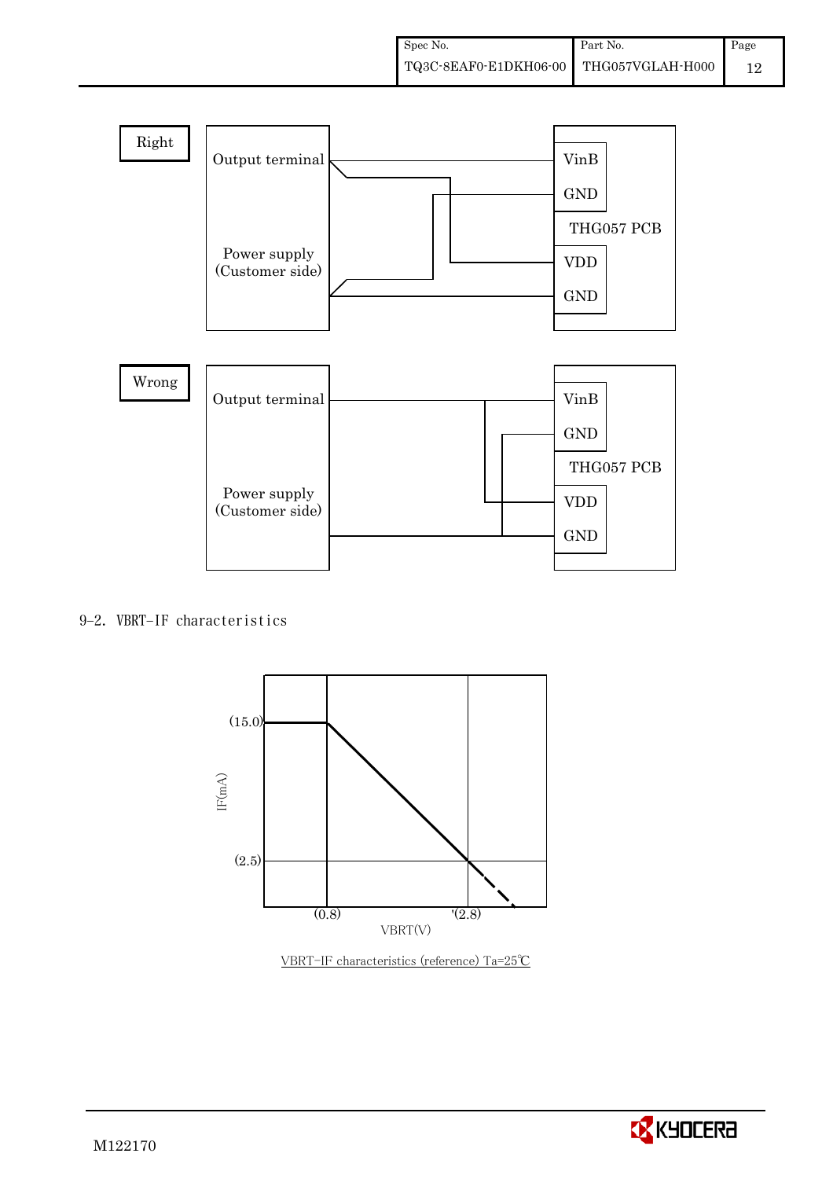Right

Output terminal

Power supply
(Customer side)

VinB
GND
THG057 PCB
VDD
GND

Wrong

Output terminal

Power supply
(Customer side)

VinB
GND
THG057 PCB
VDD
GND

9-2. VBRT-IF characteristics

(15.0)
(2.5)
IF(mA)
(0.8)
(2.8)
VBRT(V)

VBRT-IF characteristics (reference) Ta=25℃

M122170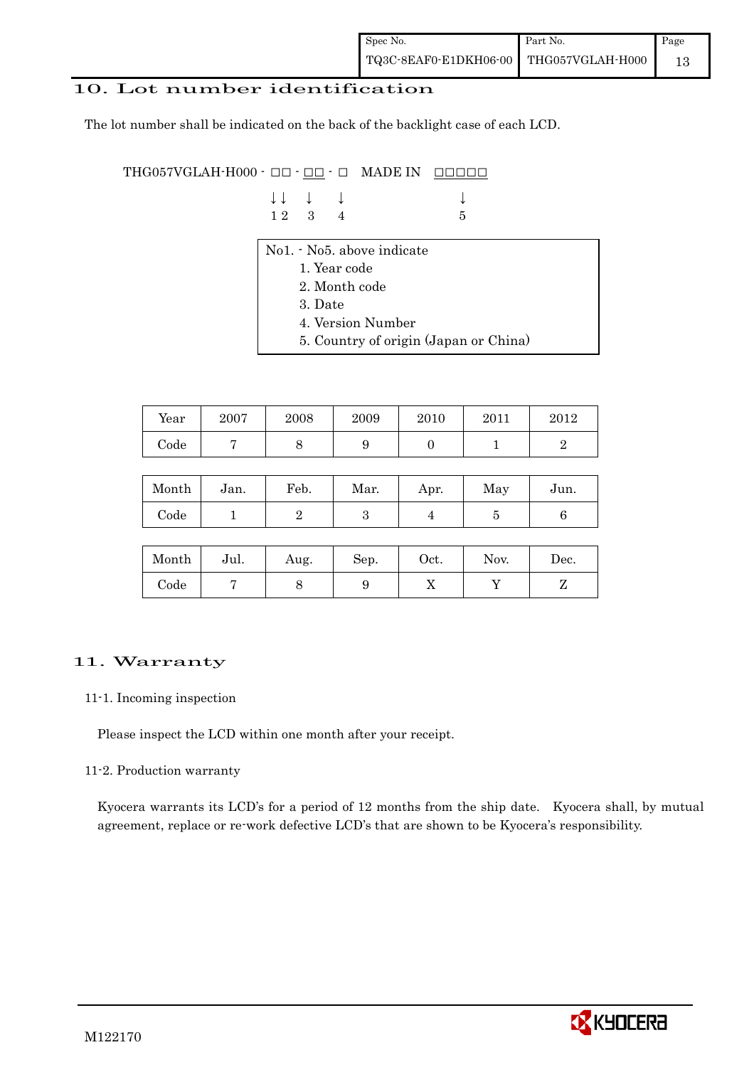## 10. Lot number identification

The lot number shall be indicated on the back of the backlight case of each LCD.

```
THG057VGLAH-H000 - □□ - □□ - □   MADE IN  □□□□□
                   ↓↓   ↓    ↓              ↓
                   1 2  3    4              5
```

No1. - No5. above indicate

1. Year code
2. Month code
3. Date
4. Version Number
5. Country of origin (Japan or China)

| Year | 2007 | 2008 | 2009 | 2010 | 2011 | 2012 |
|---|---|---|---|---|---|---|
| Code | 7 | 8 | 9 | 0 | 1 | 2 |

| Month | Jan. | Feb. | Mar. | Apr. | May | Jun. |
|---|---|---|---|---|---|---|
| Code | 1 | 2 | 3 | 4 | 5 | 6 |

| Month | Jul. | Aug. | Sep. | Oct. | Nov. | Dec. |
|---|---|---|---|---|---|---|
| Code | 7 | 8 | 9 | X | Y | Z |

## 11. Warranty

### 11-1. Incoming inspection

Please inspect the LCD within one month after your receipt.

### 11-2. Production warranty

Kyocera warrants its LCD's for a period of 12 months from the ship date. Kyocera shall, by mutual agreement, replace or re-work defective LCD's that are shown to be Kyocera's responsibility.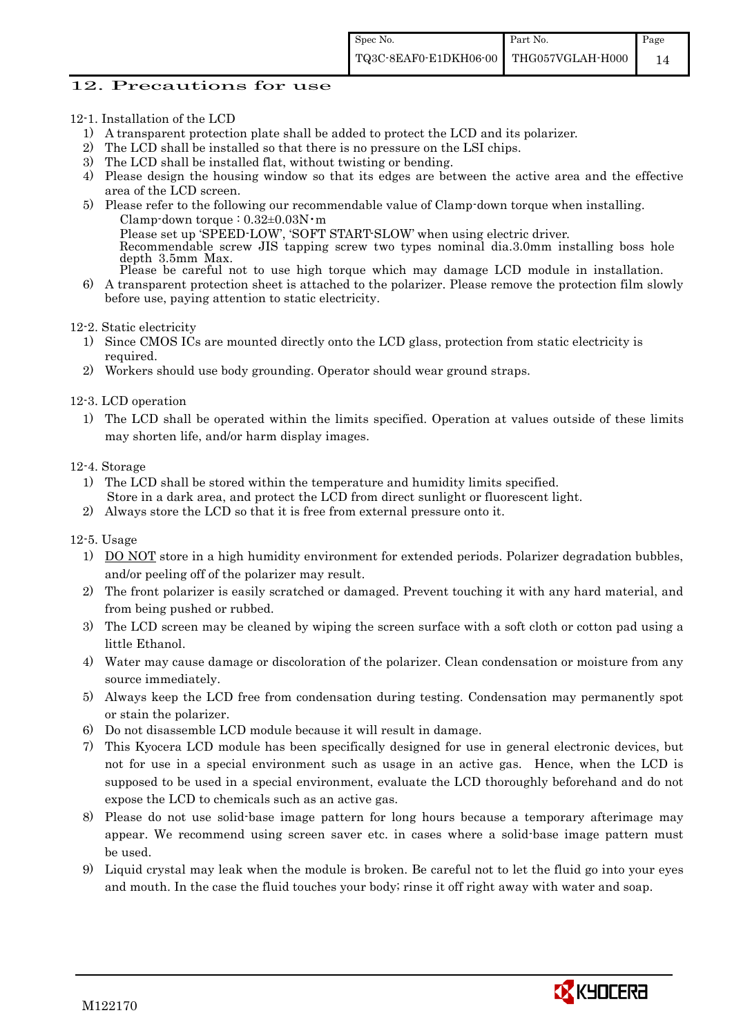## 12. Precautions for use

12-1. Installation of the LCD

1) A transparent protection plate shall be added to protect the LCD and its polarizer.
2) The LCD shall be installed so that there is no pressure on the LSI chips.
3) The LCD shall be installed flat, without twisting or bending.
4) Please design the housing window so that its edges are between the active area and the effective area of the LCD screen.
5) Please refer to the following our recommendable value of Clamp-down torque when installing.
   Clamp-down torque : 0.32±0.03N・m
   Please set up 'SPEED-LOW', 'SOFT START-SLOW' when using electric driver.
   Recommendable screw JIS tapping screw two types nominal dia.3.0mm installing boss hole depth 3.5mm Max.
   Please be careful not to use high torque which may damage LCD module in installation.
6) A transparent protection sheet is attached to the polarizer. Please remove the protection film slowly before use, paying attention to static electricity.

12-2. Static electricity

1) Since CMOS ICs are mounted directly onto the LCD glass, protection from static electricity is required.
2) Workers should use body grounding. Operator should wear ground straps.

12-3. LCD operation

1) The LCD shall be operated within the limits specified. Operation at values outside of these limits may shorten life, and/or harm display images.

12-4. Storage

1) The LCD shall be stored within the temperature and humidity limits specified.
   Store in a dark area, and protect the LCD from direct sunlight or fluorescent light.
2) Always store the LCD so that it is free from external pressure onto it.

12-5. Usage

1) DO NOT store in a high humidity environment for extended periods. Polarizer degradation bubbles, and/or peeling off of the polarizer may result.
2) The front polarizer is easily scratched or damaged. Prevent touching it with any hard material, and from being pushed or rubbed.
3) The LCD screen may be cleaned by wiping the screen surface with a soft cloth or cotton pad using a little Ethanol.
4) Water may cause damage or discoloration of the polarizer. Clean condensation or moisture from any source immediately.
5) Always keep the LCD free from condensation during testing. Condensation may permanently spot or stain the polarizer.
6) Do not disassemble LCD module because it will result in damage.
7) This Kyocera LCD module has been specifically designed for use in general electronic devices, but not for use in a special environment such as usage in an active gas. Hence, when the LCD is supposed to be used in a special environment, evaluate the LCD thoroughly beforehand and do not expose the LCD to chemicals such as an active gas.
8) Please do not use solid-base image pattern for long hours because a temporary afterimage may appear. We recommend using screen saver etc. in cases where a solid-base image pattern must be used.
9) Liquid crystal may leak when the module is broken. Be careful not to let the fluid go into your eyes and mouth. In the case the fluid touches your body; rinse it off right away with water and soap.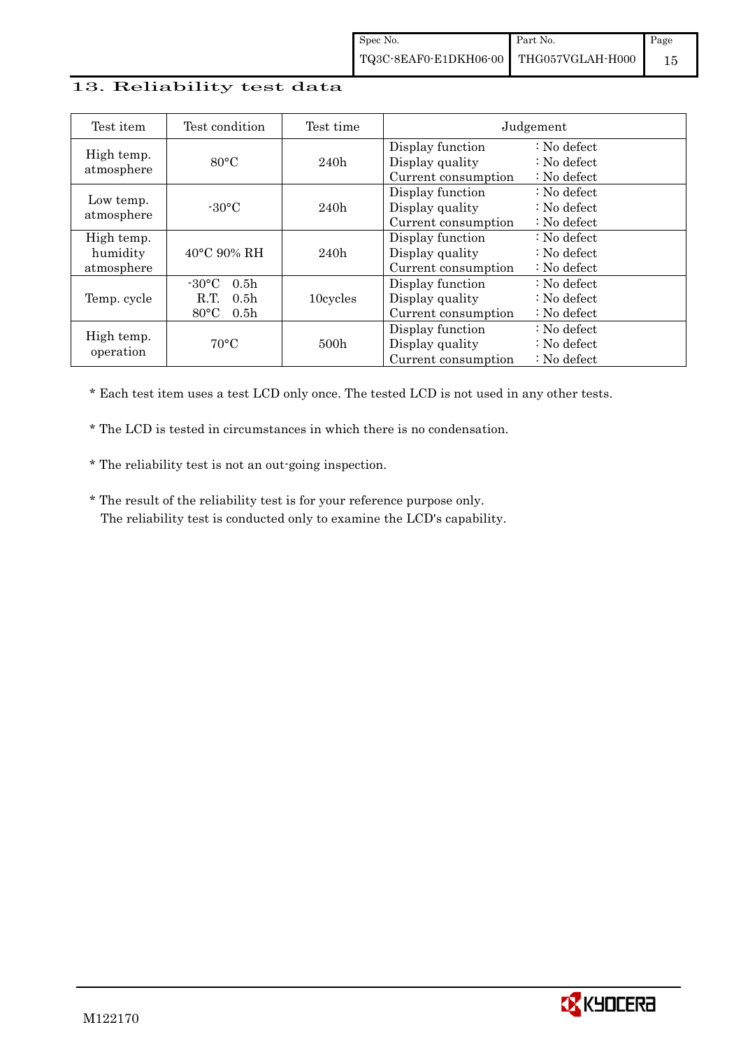## 13. Reliability test data

| Test item | Test condition | Test time | Judgement |
|---|---|---|---|
| High temp. atmosphere | 80°C | 240h | Display function : No defect<br>Display quality : No defect<br>Current consumption : No defect |
| Low temp. atmosphere | -30°C | 240h | Display function : No defect<br>Display quality : No defect<br>Current consumption : No defect |
| High temp. humidity atmosphere | 40°C 90% RH | 240h | Display function : No defect<br>Display quality : No defect<br>Current consumption : No defect |
| Temp. cycle | -30°C 0.5h<br>R.T. 0.5h<br>80°C 0.5h | 10cycles | Display function : No defect<br>Display quality : No defect<br>Current consumption : No defect |
| High temp. operation | 70°C | 500h | Display function : No defect<br>Display quality : No defect<br>Current consumption : No defect |

* Each test item uses a test LCD only once. The tested LCD is not used in any other tests.

* The LCD is tested in circumstances in which there is no condensation.

* The reliability test is not an out-going inspection.

* The result of the reliability test is for your reference purpose only.
  The reliability test is conducted only to examine the LCD's capability.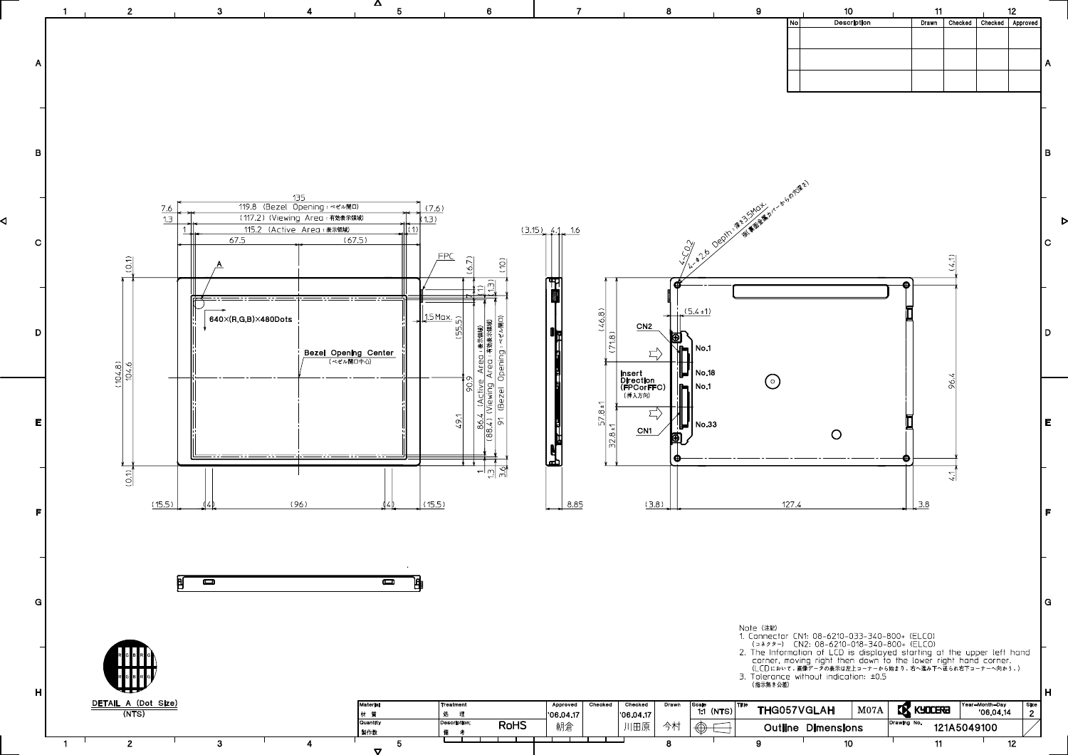| No | Description | Drawn | Checked | Checked | Approved |
|---|---|---|---|---|---|
| | | | | | |
| | | | | | |

135

7.6 | 119.8 (Bezel Opening：ベゼル開口) | (7.6)

1.3 | (117.2) (Viewing Area：有効表示領域) | (1.3)

1 | 115.2 (Active Area：表示領域) | (1)

67.5 | (67.5)

A

FPC

640×(R,G,B)×480Dots

1.5 Max.

Bezel Opening Center
(ベゼル開口中心)

(0.1) | (104.8) | 104.6 | (0.1)

(6.7) | (10) | 7 | (1) | (1.3) | (55.5) | 90.9 | 49.1 | 86.4 (Active Area：表示領域) | (88.4) (Viewing Area：有効表示領域) | 91 (Bezel Opening：ベゼル開口) | 1 | 1.3 | 3.6

(15.5) | (4) | (96) | (4) | (15.5)

(3.15) | 4.1 | 1.6 | 8.85

4-C0.2

4-φ2.6 Depth：深さ3.5Max.
※(背面金属カバーからの穴深さ)

(5.4±1)

CN2

No.1

No.18

No.1

No.33

Insert Direction (FPCorFFC)
(挿入方向)

CN1

(46.8) | (71.8) | 57.8±1 | 32.8±1

(4.1) | 96.4 | 4.1

(3.8) | 127.4 | 3.8

DETAIL A (Dot Size)
(NTS)

Note (注記)

1. Connector CN1: 08-6210-033-340-800+ (ELCO)
   (コネクター) CN2: 08-6210-018-340-800+ (ELCO)
2. The Information of LCD is displayed starting at the upper left hand corner, moving right then down to the lower right hand corner.
   (LCDにおいて、画像データの表示は左上コーナーから始まり、右へ進み下へ送られ右下コーナーへ向かう。)
3. Tolerance without indication: ±0.5
   (指示無き公差)

| Material 材質 | Treatment 処理 | Approved | Checked | Checked | Drawn | Scale | Title | | | Year-Month-Day | Size |
|---|---|---|---|---|---|---|---|---|---|---|---|
| | | '06.04.17 | | '06.04.17 | | 1:1 (NTS) | THG057VGLAH | M07A | KYOCERA | '06.04.14 | 2 |
| Quantity 製作数 | Description; 備考 RoHS | 朝倉 | | 川田原 | 今村 | | Outline Dimensions | | Drawing No. 121A5049100 | | |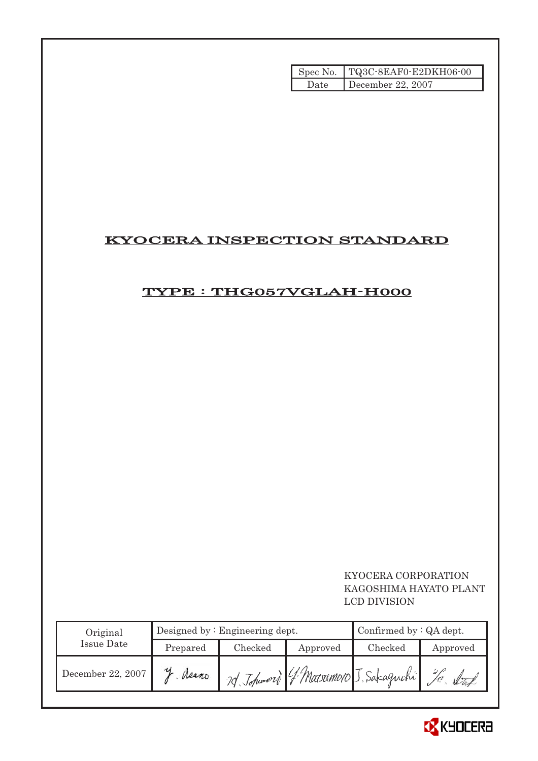| Spec No. | TQ3C-8EAF0-E2DKH06-00 |
| --- | --- |
| Date | December 22, 2007 |

# KYOCERA INSPECTION STANDARD

## TYPE : THG057VGLAH-H000

KYOCERA CORPORATION
KAGOSHIMA HAYATO PLANT
LCD DIVISION

| Original Issue Date | Designed by : Engineering dept. | | | Confirmed by : QA dept. | |
| --- | --- | --- | --- | --- | --- |
| | Prepared | Checked | Approved | Checked | Approved |
| December 22, 2007 | Y. Asano | H. Tokumori | Y. Matsumoto | J. Sakaguchi | Yo. Itoh |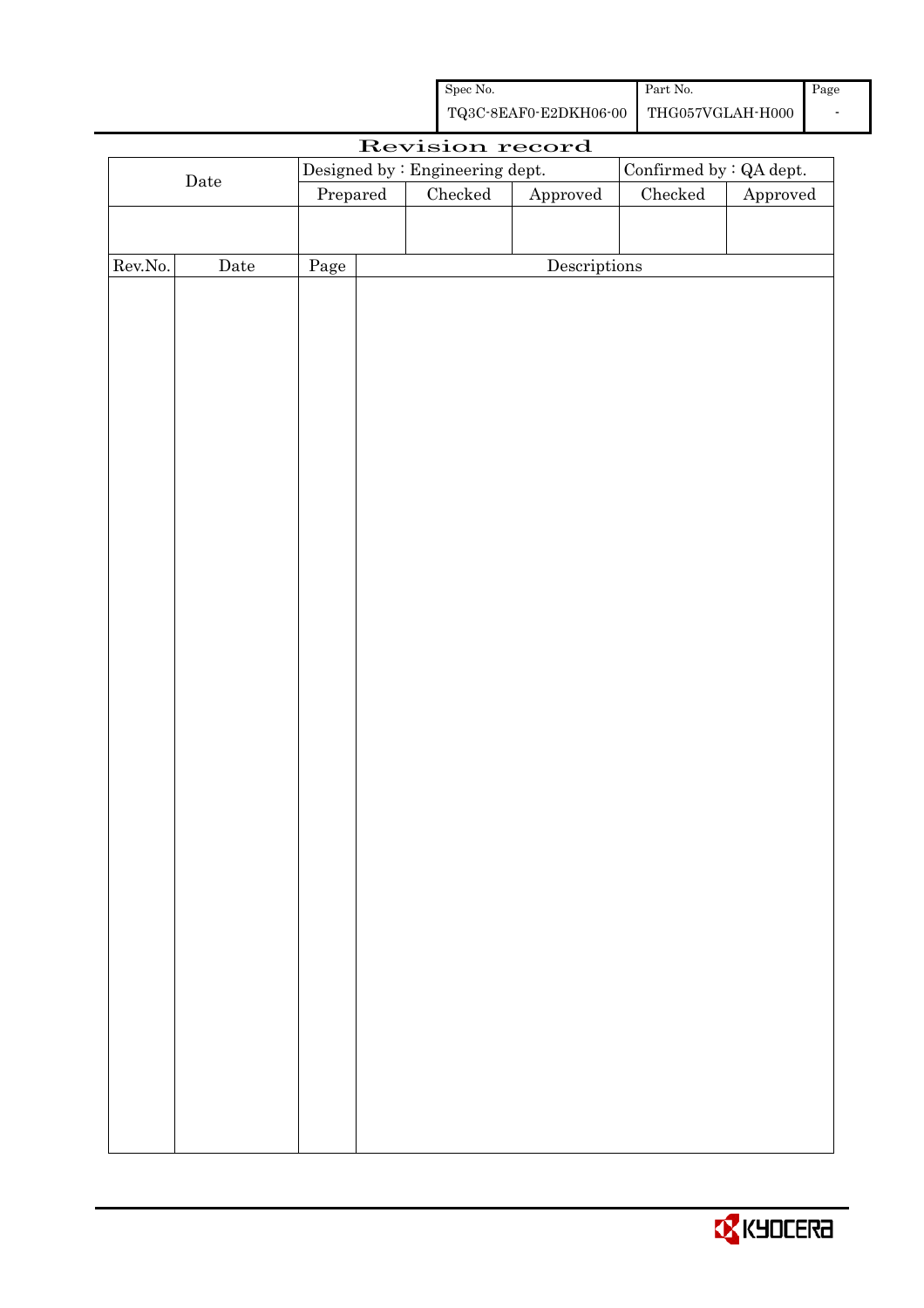| Spec No. | Part No. | Page |
|---|---|---|
| TQ3C-8EAF0-E2DKH06-00 | THG057VGLAH-H000 | - |

# Revision record

| Date | Designed by : Engineering dept. | | | Confirmed by : QA dept. | |
|---|---|---|---|---|---|
| | Prepared | Checked | Approved | Checked | Approved |
| | | | | | |

| Rev.No. | Date | Page | Descriptions |
|---|---|---|---|
| | | | |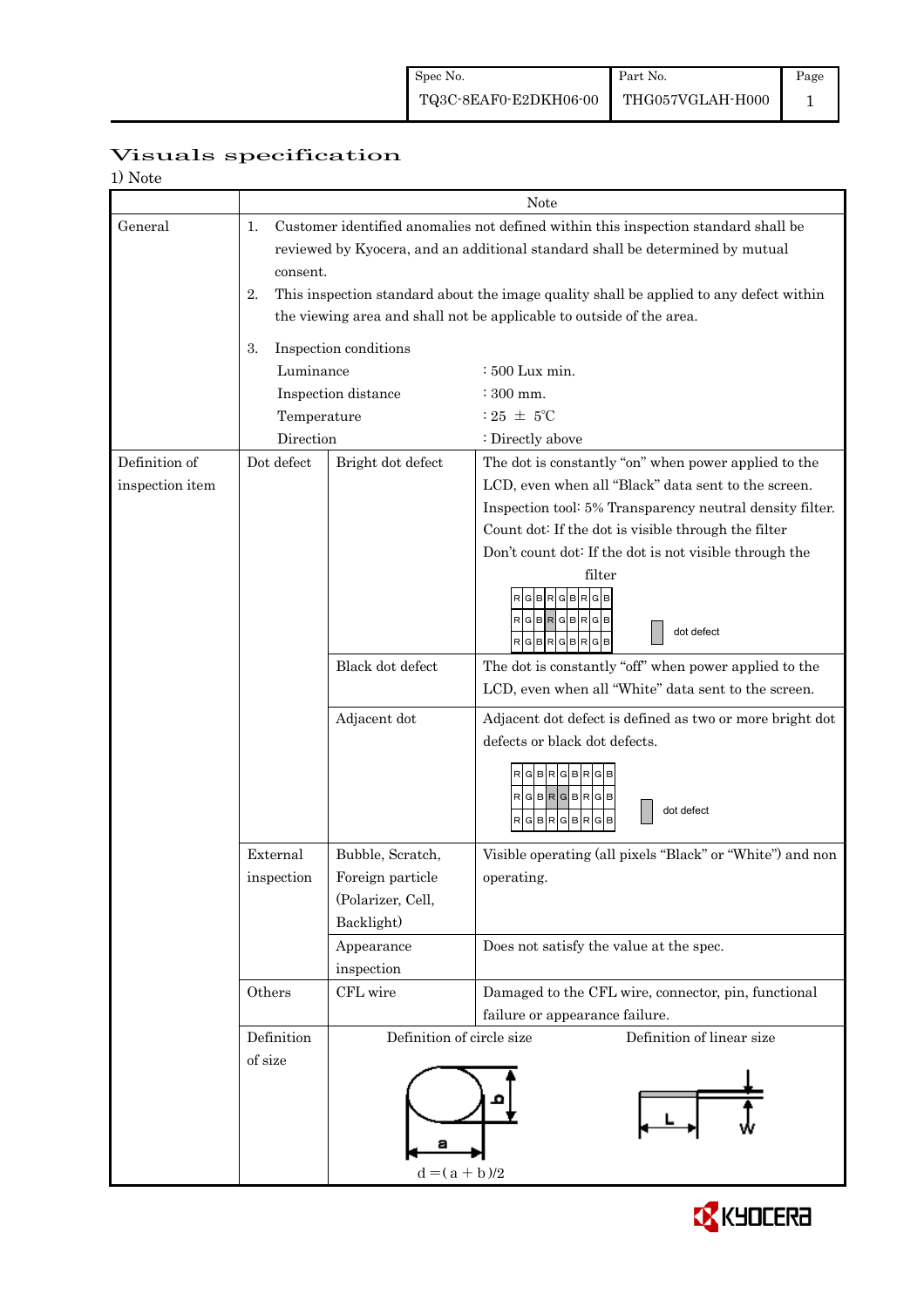Spec No. TQ3C-8EAF0-E2DKH06-00 | Part No. THG057VGLAH-H000

# Visuals specification

1) Note

| | Note | | |
|---|---|---|---|
| General | 1. Customer identified anomalies not defined within this inspection standard shall be reviewed by Kyocera, and an additional standard shall be determined by mutual consent.<br>2. This inspection standard about the image quality shall be applied to any defect within the viewing area and shall not be applicable to outside of the area.<br>3. Inspection conditions<br>Luminance : 500 Lux min.<br>Inspection distance : 300 mm.<br>Temperature : 25 ± 5℃<br>Direction : Directly above | | |
| Definition of inspection item | Dot defect | Bright dot defect | The dot is constantly "on" when power applied to the LCD, even when all "Black" data sent to the screen.<br>Inspection tool: 5% Transparency neutral density filter.<br>Count dot: If the dot is visible through the filter<br>Don't count dot: If the dot is not visible through the filter<br>RGBRGBRGB / RGBRGBRGB / RGBRGBRGB — dot defect |
| | | Black dot defect | The dot is constantly "off" when power applied to the LCD, even when all "White" data sent to the screen. |
| | | Adjacent dot | Adjacent dot defect is defined as two or more bright dot defects or black dot defects.<br>RGBRGBRGB / RGBRGBRGB / RGBRGBRGB — dot defect |
| | External inspection | Bubble, Scratch, Foreign particle (Polarizer, Cell, Backlight) | Visible operating (all pixels "Black" or "White") and non operating. |
| | | Appearance inspection | Does not satisfy the value at the spec. |
| | Others | CFL wire | Damaged to the CFL wire, connector, pin, functional failure or appearance failure. |
| | Definition of size | Definition of circle size<br>a, b<br>$d = (a + b)/2$ | Definition of linear size<br>L, W |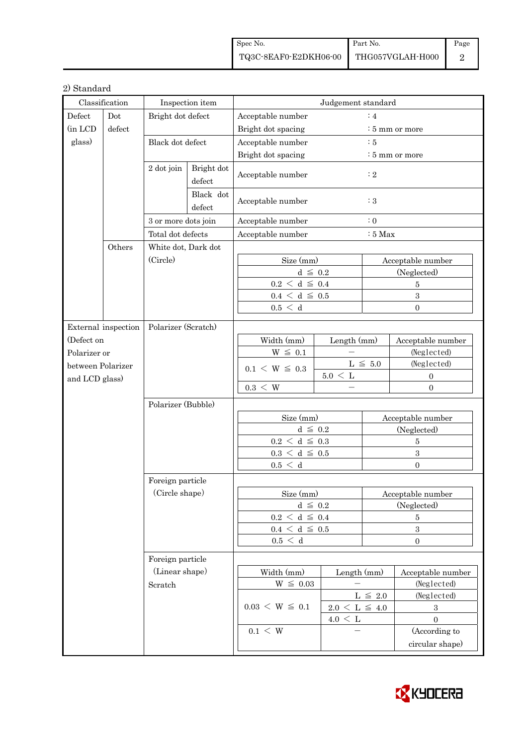2) Standard

| Classification | | Inspection item | | Judgement standard | |
|---|---|---|---|---|---|
| Defect (in LCD glass) | Dot defect | Bright dot defect | | Acceptable number<br>Bright dot spacing | : 4<br>: 5 mm or more |
| | | Black dot defect | | Acceptable number<br>Bright dot spacing | : 5<br>: 5 mm or more |
| | | 2 dot join | Bright dot defect | Acceptable number | : 2 |
| | | | Black dot defect | Acceptable number | : 3 |
| | | 3 or more dots join | | Acceptable number | : 0 |
| | | Total dot defects | | Acceptable number | : 5 Max |
| | Others | White dot, Dark dot (Circle) | | see table below | |
| External inspection (Defect on Polarizer or between Polarizer and LCD glass) | | Polarizer (Scratch) | | see table below | |
| | | Polarizer (Bubble) | | see table below | |
| | | Foreign particle (Circle shape) | | see table below | |
| | | Foreign particle (Linear shape) Scratch | | see table below | |

**White dot, Dark dot (Circle)**

| Size (mm) | Acceptable number |
|---|---|
| d ≦ 0.2 | (Neglected) |
| 0.2 ＜ d ≦ 0.4 | 5 |
| 0.4 ＜ d ≦ 0.5 | 3 |
| 0.5 ＜ d | 0 |

**Polarizer (Scratch)**

| Width (mm) | Length (mm) | Acceptable number |
|---|---|---|
| W ≦ 0.1 | − | (Neglected) |
| 0.1 ＜ W ≦ 0.3 | L ≦ 5.0 | (Neglected) |
| | 5.0 ＜ L | 0 |
| 0.3 ＜ W | − | 0 |

**Polarizer (Bubble)**

| Size (mm) | Acceptable number |
|---|---|
| d ≦ 0.2 | (Neglected) |
| 0.2 ＜ d ≦ 0.3 | 5 |
| 0.3 ＜ d ≦ 0.5 | 3 |
| 0.5 ＜ d | 0 |

**Foreign particle (Circle shape)**

| Size (mm) | Acceptable number |
|---|---|
| d ≦ 0.2 | (Neglected) |
| 0.2 ＜ d ≦ 0.4 | 5 |
| 0.4 ＜ d ≦ 0.5 | 3 |
| 0.5 ＜ d | 0 |

**Foreign particle (Linear shape) Scratch**

| Width (mm) | Length (mm) | Acceptable number |
|---|---|---|
| W ≦ 0.03 | − | (Neglected) |
| 0.03 ＜ W ≦ 0.1 | L ≦ 2.0 | (Neglected) |
| | 2.0 ＜ L ≦ 4.0 | 3 |
| | 4.0 ＜ L | 0 |
| 0.1 ＜ W | − | (According to circular shape) |